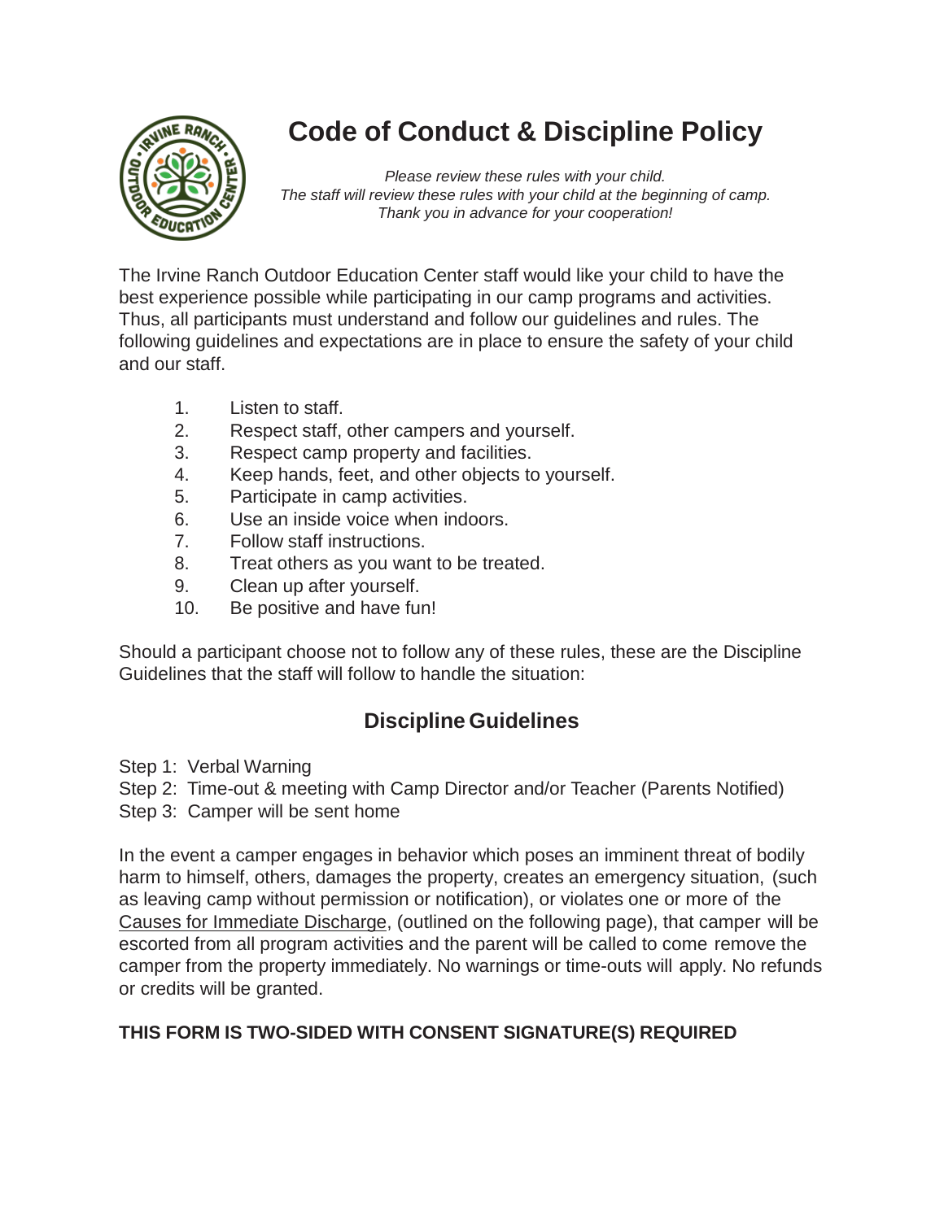# Code of Conduct & Discipline Policy

*Please review these rules with your child.*
*The staff will review these rules with your child at the beginning of camp.*
*Thank you in advance for your cooperation!*

The Irvine Ranch Outdoor Education Center staff would like your child to have the best experience possible while participating in our camp programs and activities. Thus, all participants must understand and follow our guidelines and rules. The following guidelines and expectations are in place to ensure the safety of your child and our staff.

1. Listen to staff.
2. Respect staff, other campers and yourself.
3. Respect camp property and facilities.
4. Keep hands, feet, and other objects to yourself.
5. Participate in camp activities.
6. Use an inside voice when indoors.
7. Follow staff instructions.
8. Treat others as you want to be treated.
9. Clean up after yourself.
10. Be positive and have fun!

Should a participant choose not to follow any of these rules, these are the Discipline Guidelines that the staff will follow to handle the situation:

## Discipline Guidelines

Step 1: Verbal Warning
Step 2: Time-out & meeting with Camp Director and/or Teacher (Parents Notified)
Step 3: Camper will be sent home

In the event a camper engages in behavior which poses an imminent threat of bodily harm to himself, others, damages the property, creates an emergency situation, (such as leaving camp without permission or notification), or violates one or more of the Causes for Immediate Discharge, (outlined on the following page), that camper will be escorted from all program activities and the parent will be called to come remove the camper from the property immediately. No warnings or time-outs will apply. No refunds or credits will be granted.

**THIS FORM IS TWO-SIDED WITH CONSENT SIGNATURE(S) REQUIRED**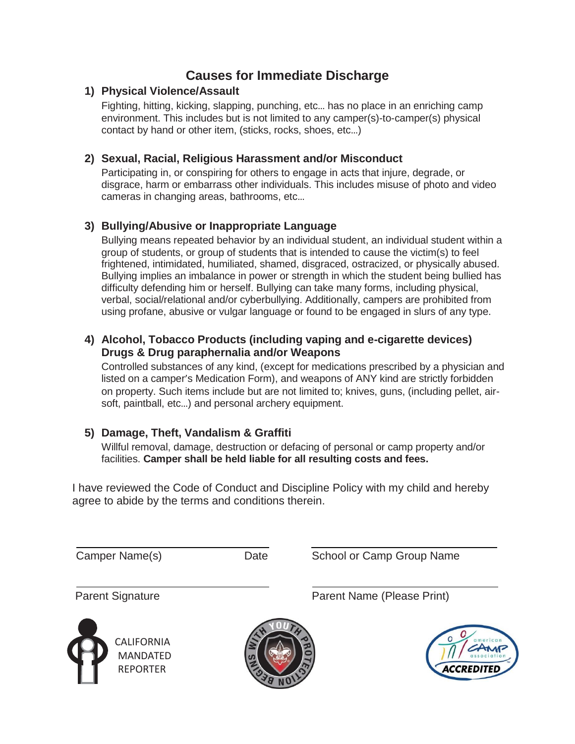## Causes for Immediate Discharge

1) **Physical Violence/Assault**

   Fighting, hitting, kicking, slapping, punching, etc… has no place in an enriching camp environment. This includes but is not limited to any camper(s)-to-camper(s) physical contact by hand or other item, (sticks, rocks, shoes, etc…)

2) **Sexual, Racial, Religious Harassment and/or Misconduct**

   Participating in, or conspiring for others to engage in acts that injure, degrade, or disgrace, harm or embarrass other individuals. This includes misuse of photo and video cameras in changing areas, bathrooms, etc…

3) **Bullying/Abusive or Inappropriate Language**

   Bullying means repeated behavior by an individual student, an individual student within a group of students, or group of students that is intended to cause the victim(s) to feel frightened, intimidated, humiliated, shamed, disgraced, ostracized, or physically abused. Bullying implies an imbalance in power or strength in which the student being bullied has difficulty defending him or herself. Bullying can take many forms, including physical, verbal, social/relational and/or cyberbullying. Additionally, campers are prohibited from using profane, abusive or vulgar language or found to be engaged in slurs of any type.

4) **Alcohol, Tobacco Products (including vaping and e-cigarette devices) Drugs & Drug paraphernalia and/or Weapons**

   Controlled substances of any kind, (except for medications prescribed by a physician and listed on a camper's Medication Form), and weapons of ANY kind are strictly forbidden on property. Such items include but are not limited to; knives, guns, (including pellet, air-soft, paintball, etc…) and personal archery equipment.

5) **Damage, Theft, Vandalism & Graffiti**

   Willful removal, damage, destruction or defacing of personal or camp property and/or facilities. **Camper shall be held liable for all resulting costs and fees.**

I have reviewed the Code of Conduct and Discipline Policy with my child and hereby agree to abide by the terms and conditions therein.

\_\_\_\_\_\_\_\_\_\_\_\_\_\_\_\_\_\_\_\_\_\_\_\_\_\_\_\_\_\_ \_\_\_\_\_\_\_\_\_\_\_\_\_\_\_\_\_\_\_\_\_\_\_\_\_\_\_\_\_\_

Camper Name(s) Date School or Camp Group Name

\_\_\_\_\_\_\_\_\_\_\_\_\_\_\_\_\_\_\_\_\_\_\_\_\_\_\_\_\_\_ \_\_\_\_\_\_\_\_\_\_\_\_\_\_\_\_\_\_\_\_\_\_\_\_\_\_\_\_\_\_

Parent Signature Parent Name (Please Print)

CALIFORNIA MANDATED REPORTER

YOUTH PROTECTION BEGINS WITH

american camp association ACCREDITED